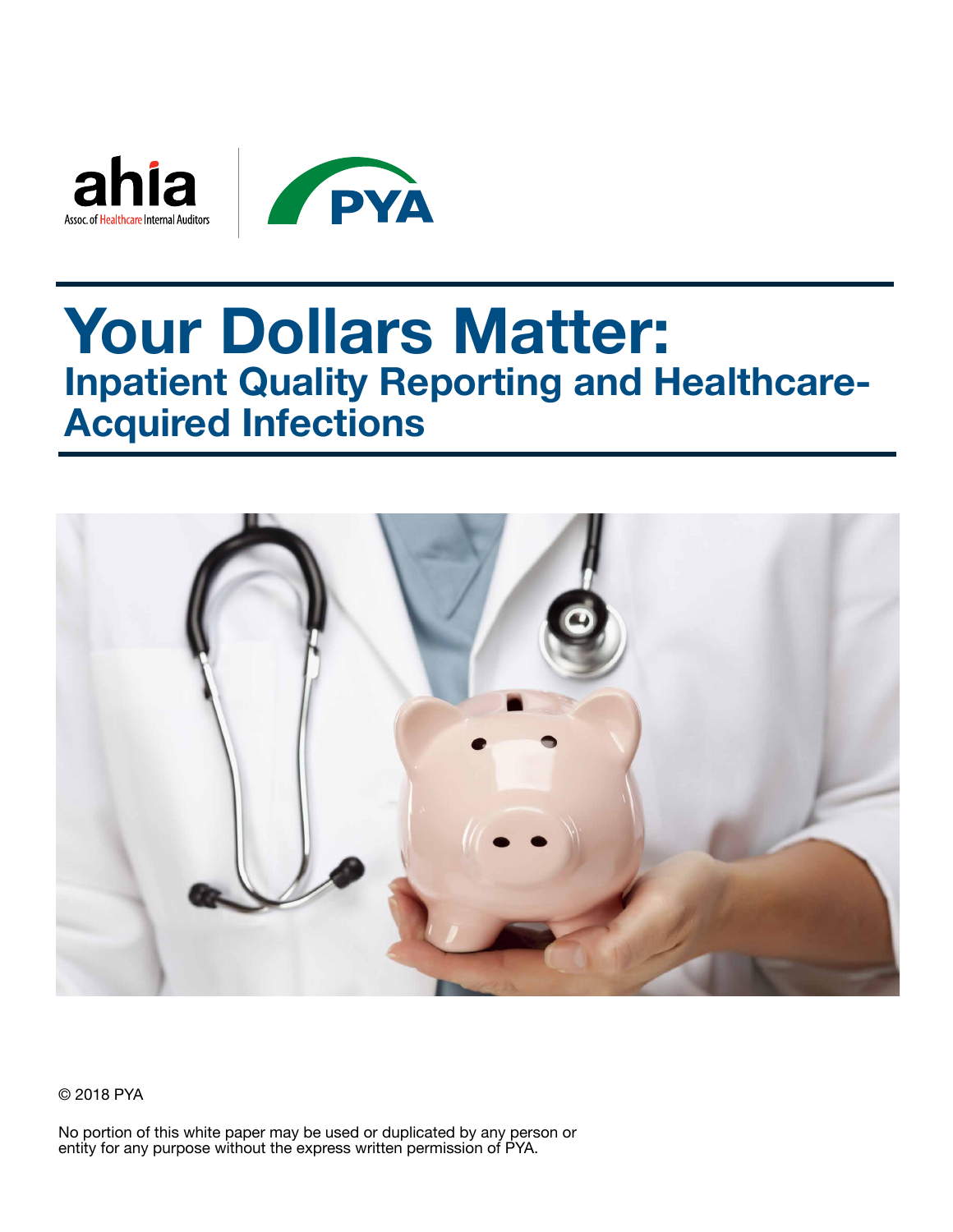# Your Dollars Matter:

## Inpatient Quality Reporting and Healthcare-Acquired Infections

© 2018 PYA

No portion of this white paper may be used or duplicated by any person or entity for any purpose without the express written permission of PYA.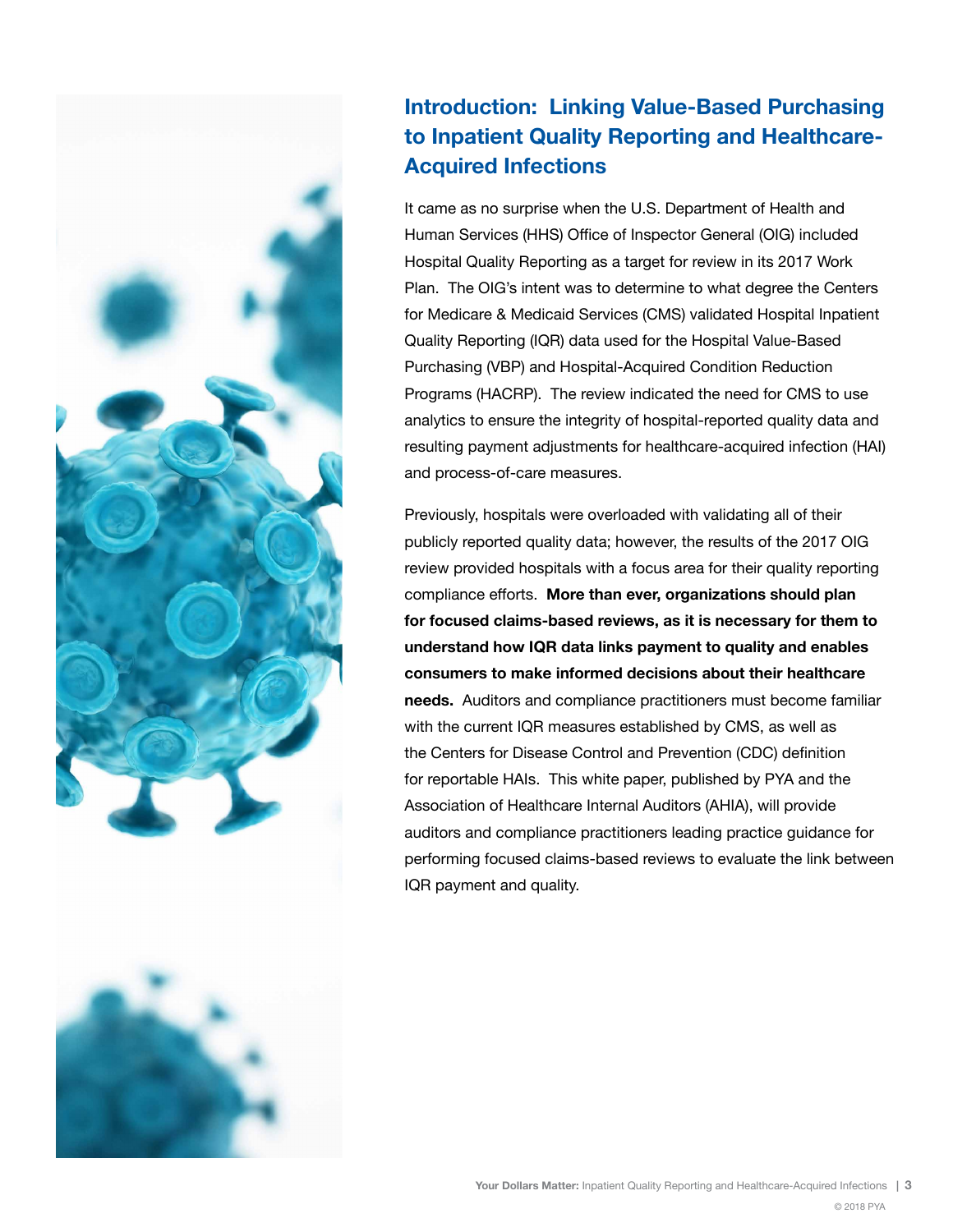## Introduction: Linking Value-Based Purchasing to Inpatient Quality Reporting and Healthcare-Acquired Infections

It came as no surprise when the U.S. Department of Health and Human Services (HHS) Office of Inspector General (OIG) included Hospital Quality Reporting as a target for review in its 2017 Work Plan. The OIG's intent was to determine to what degree the Centers for Medicare & Medicaid Services (CMS) validated Hospital Inpatient Quality Reporting (IQR) data used for the Hospital Value-Based Purchasing (VBP) and Hospital-Acquired Condition Reduction Programs (HACRP). The review indicated the need for CMS to use analytics to ensure the integrity of hospital-reported quality data and resulting payment adjustments for healthcare-acquired infection (HAI) and process-of-care measures.

Previously, hospitals were overloaded with validating all of their publicly reported quality data; however, the results of the 2017 OIG review provided hospitals with a focus area for their quality reporting compliance efforts. **More than ever, organizations should plan for focused claims-based reviews, as it is necessary for them to understand how IQR data links payment to quality and enables consumers to make informed decisions about their healthcare needs.** Auditors and compliance practitioners must become familiar with the current IQR measures established by CMS, as well as the Centers for Disease Control and Prevention (CDC) definition for reportable HAIs. This white paper, published by PYA and the Association of Healthcare Internal Auditors (AHIA), will provide auditors and compliance practitioners leading practice guidance for performing focused claims-based reviews to evaluate the link between IQR payment and quality.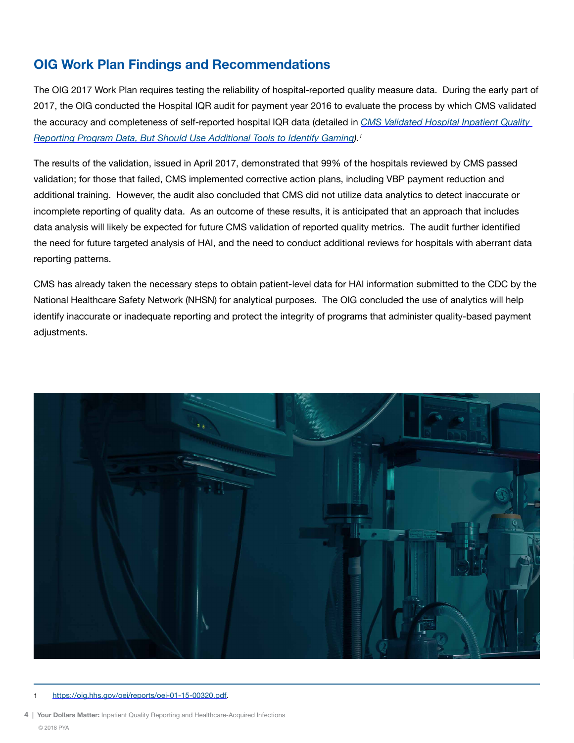## OIG Work Plan Findings and Recommendations

The OIG 2017 Work Plan requires testing the reliability of hospital-reported quality measure data. During the early part of 2017, the OIG conducted the Hospital IQR audit for payment year 2016 to evaluate the process by which CMS validated the accuracy and completeness of self-reported hospital IQR data (detailed in [*CMS Validated Hospital Inpatient Quality Reporting Program Data, But Should Use Additional Tools to Identify Gaming*](https://oig.hhs.gov/oei/reports/oei-01-15-00320.pdf)).[1]

The results of the validation, issued in April 2017, demonstrated that 99% of the hospitals reviewed by CMS passed validation; for those that failed, CMS implemented corrective action plans, including VBP payment reduction and additional training. However, the audit also concluded that CMS did not utilize data analytics to detect inaccurate or incomplete reporting of quality data. As an outcome of these results, it is anticipated that an approach that includes data analysis will likely be expected for future CMS validation of reported quality metrics. The audit further identified the need for future targeted analysis of HAI, and the need to conduct additional reviews for hospitals with aberrant data reporting patterns.

CMS has already taken the necessary steps to obtain patient-level data for HAI information submitted to the CDC by the National Healthcare Safety Network (NHSN) for analytical purposes. The OIG concluded the use of analytics will help identify inaccurate or inadequate reporting and protect the integrity of programs that administer quality-based payment adjustments.

---

1 https://oig.hhs.gov/oei/reports/oei-01-15-00320.pdf.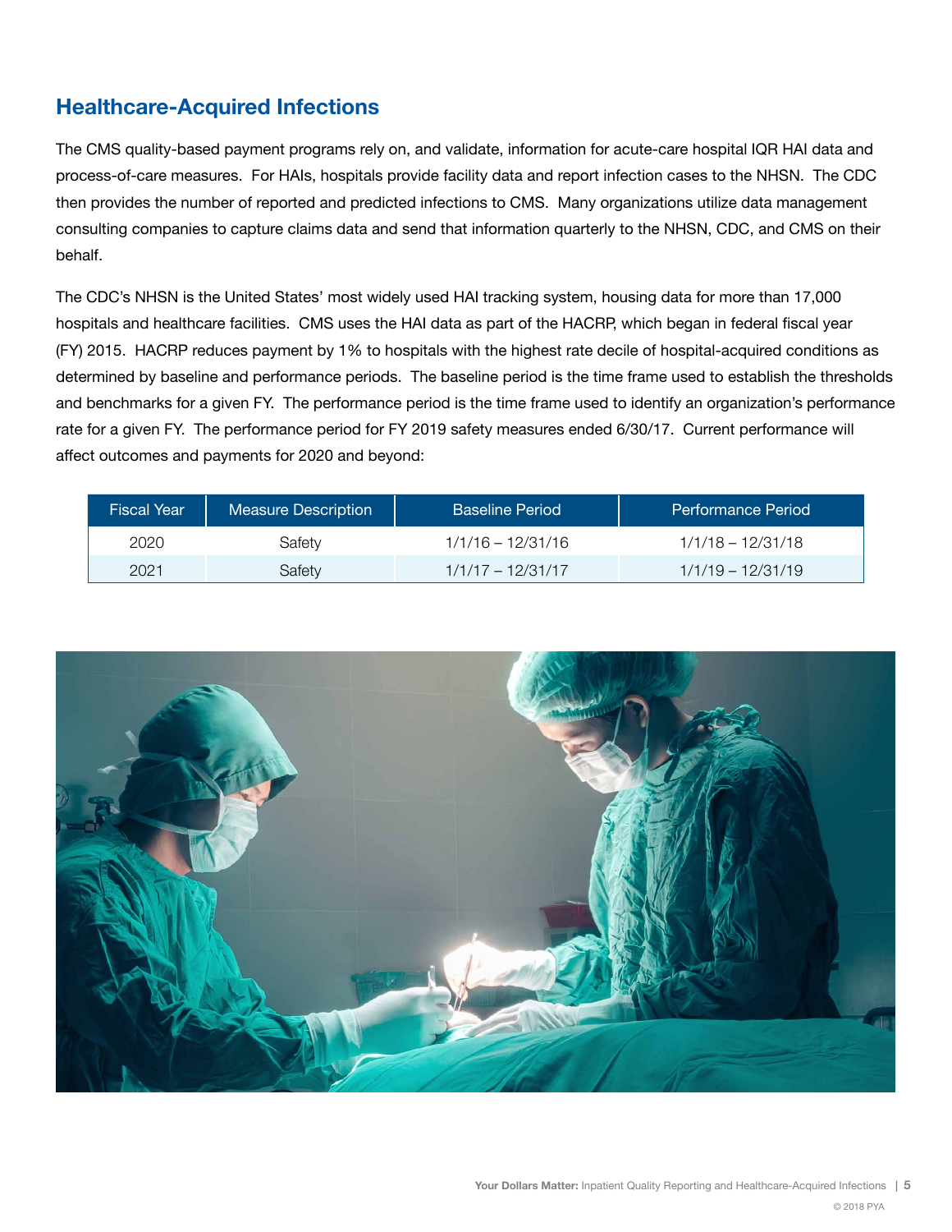## Healthcare-Acquired Infections

The CMS quality-based payment programs rely on, and validate, information for acute-care hospital IQR HAI data and process-of-care measures. For HAIs, hospitals provide facility data and report infection cases to the NHSN. The CDC then provides the number of reported and predicted infections to CMS. Many organizations utilize data management consulting companies to capture claims data and send that information quarterly to the NHSN, CDC, and CMS on their behalf.

The CDC's NHSN is the United States' most widely used HAI tracking system, housing data for more than 17,000 hospitals and healthcare facilities. CMS uses the HAI data as part of the HACRP, which began in federal fiscal year (FY) 2015. HACRP reduces payment by 1% to hospitals with the highest rate decile of hospital-acquired conditions as determined by baseline and performance periods. The baseline period is the time frame used to establish the thresholds and benchmarks for a given FY. The performance period is the time frame used to identify an organization's performance rate for a given FY. The performance period for FY 2019 safety measures ended 6/30/17. Current performance will affect outcomes and payments for 2020 and beyond:

| Fiscal Year | Measure Description | Baseline Period | Performance Period |
|---|---|---|---|
| 2020 | Safety | 1/1/16 – 12/31/16 | 1/1/18 – 12/31/18 |
| 2021 | Safety | 1/1/17 – 12/31/17 | 1/1/19 – 12/31/19 |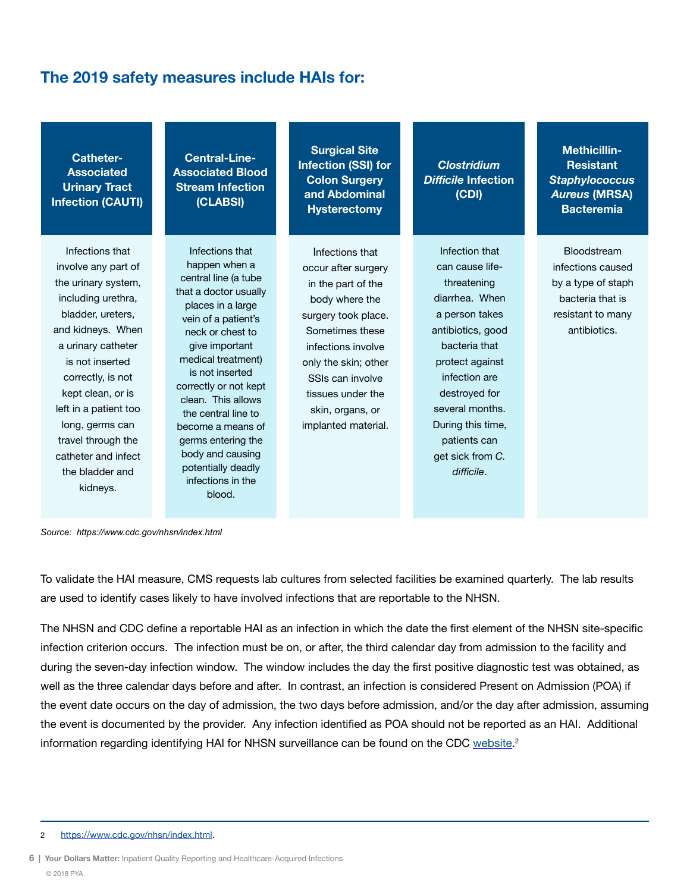## The 2019 safety measures include HAIs for:

| Catheter-Associated Urinary Tract Infection (CAUTI) | Central-Line-Associated Blood Stream Infection (CLABSI) | Surgical Site Infection (SSI) for Colon Surgery and Abdominal Hysterectomy | *Clostridium Difficile* Infection (CDI) | Methicillin-Resistant *Staphylococcus Aureus* (MRSA) Bacteremia |
|---|---|---|---|---|
| Infections that involve any part of the urinary system, including urethra, bladder, ureters, and kidneys. When a urinary catheter is not inserted correctly, is not kept clean, or is left in a patient too long, germs can travel through the catheter and infect the bladder and kidneys. | Infections that happen when a central line (a tube that a doctor usually places in a large vein of a patient's neck or chest to give important medical treatment) is not inserted correctly or not kept clean. This allows the central line to become a means of germs entering the body and causing potentially deadly infections in the blood. | Infections that occur after surgery in the part of the body where the surgery took place. Sometimes these infections involve only the skin; other SSIs can involve tissues under the skin, organs, or implanted material. | Infection that can cause life-threatening diarrhea. When a person takes antibiotics, good bacteria that protect against infection are destroyed for several months. During this time, patients can get sick from *C. difficile*. | Bloodstream infections caused by a type of staph bacteria that is resistant to many antibiotics. |

*Source: https://www.cdc.gov/nhsn/index.html*

To validate the HAI measure, CMS requests lab cultures from selected facilities be examined quarterly. The lab results are used to identify cases likely to have involved infections that are reportable to the NHSN.

The NHSN and CDC define a reportable HAI as an infection in which the date the first element of the NHSN site-specific infection criterion occurs. The infection must be on, or after, the third calendar day from admission to the facility and during the seven-day infection window. The window includes the day the first positive diagnostic test was obtained, as well as the three calendar days before and after. In contrast, an infection is considered Present on Admission (POA) if the event date occurs on the day of admission, the two days before admission, and/or the day after admission, assuming the event is documented by the provider. Any infection identified as POA should not be reported as an HAI. Additional information regarding identifying HAI for NHSN surveillance can be found on the CDC website.[2]

2 https://www.cdc.gov/nhsn/index.html.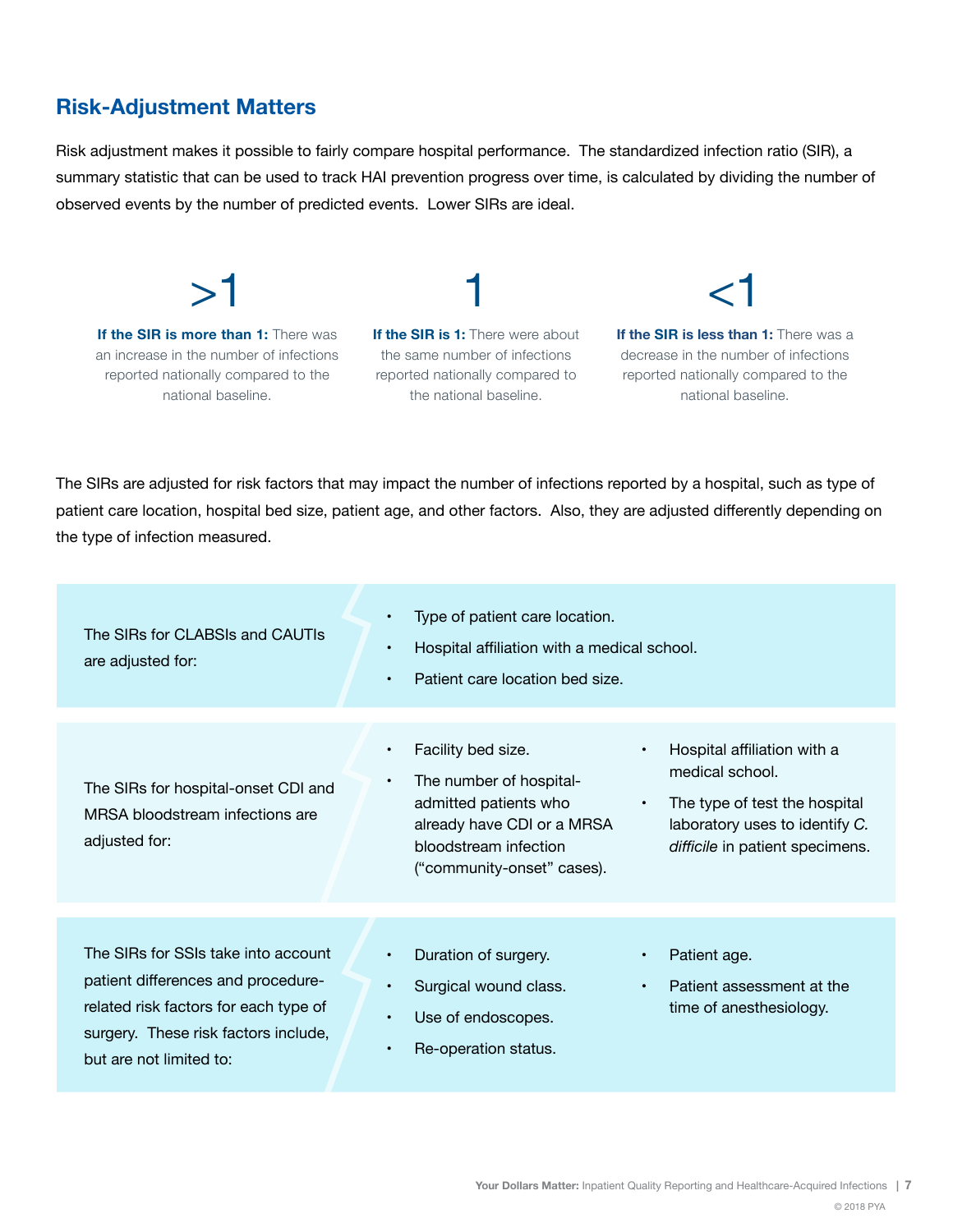## Risk-Adjustment Matters

Risk adjustment makes it possible to fairly compare hospital performance. The standardized infection ratio (SIR), a summary statistic that can be used to track HAI prevention progress over time, is calculated by dividing the number of observed events by the number of predicted events. Lower SIRs are ideal.

**>1**

**If the SIR is more than 1:** There was an increase in the number of infections reported nationally compared to the national baseline.

**1**

**If the SIR is 1:** There were about the same number of infections reported nationally compared to the national baseline.

**<1**

**If the SIR is less than 1:** There was a decrease in the number of infections reported nationally compared to the national baseline.

The SIRs are adjusted for risk factors that may impact the number of infections reported by a hospital, such as type of patient care location, hospital bed size, patient age, and other factors. Also, they are adjusted differently depending on the type of infection measured.

The SIRs for CLABSIs and CAUTIs are adjusted for:

- Type of patient care location.
- Hospital affiliation with a medical school.
- Patient care location bed size.

The SIRs for hospital-onset CDI and MRSA bloodstream infections are adjusted for:

- Facility bed size.
- The number of hospital-admitted patients who already have CDI or a MRSA bloodstream infection ("community-onset" cases).
- Hospital affiliation with a medical school.
- The type of test the hospital laboratory uses to identify *C. difficile* in patient specimens.

The SIRs for SSIs take into account patient differences and procedure-related risk factors for each type of surgery. These risk factors include, but are not limited to:

- Duration of surgery.
- Surgical wound class.
- Use of endoscopes.
- Re-operation status.
- Patient age.
- Patient assessment at the time of anesthesiology.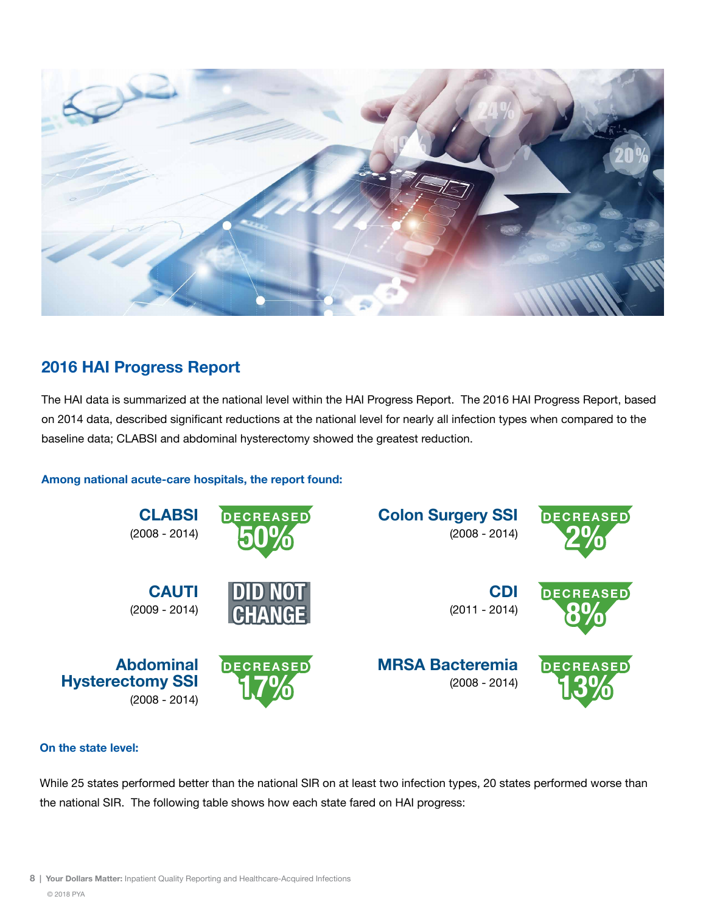## 2016 HAI Progress Report

The HAI data is summarized at the national level within the HAI Progress Report. The 2016 HAI Progress Report, based on 2014 data, described significant reductions at the national level for nearly all infection types when compared to the baseline data; CLABSI and abdominal hysterectomy showed the greatest reduction.

**Among national acute-care hospitals, the report found:**

| Infection Type | Period | Result |
|---|---|---|
| CLABSI | (2008 - 2014) | DECREASED 50% |
| CAUTI | (2009 - 2014) | DID NOT CHANGE |
| Abdominal Hysterectomy SSI | (2008 - 2014) | DECREASED 17% |
| Colon Surgery SSI | (2008 - 2014) | DECREASED 2% |
| CDI | (2011 - 2014) | DECREASED 8% |
| MRSA Bacteremia | (2008 - 2014) | DECREASED 13% |

**On the state level:**

While 25 states performed better than the national SIR on at least two infection types, 20 states performed worse than the national SIR. The following table shows how each state fared on HAI progress: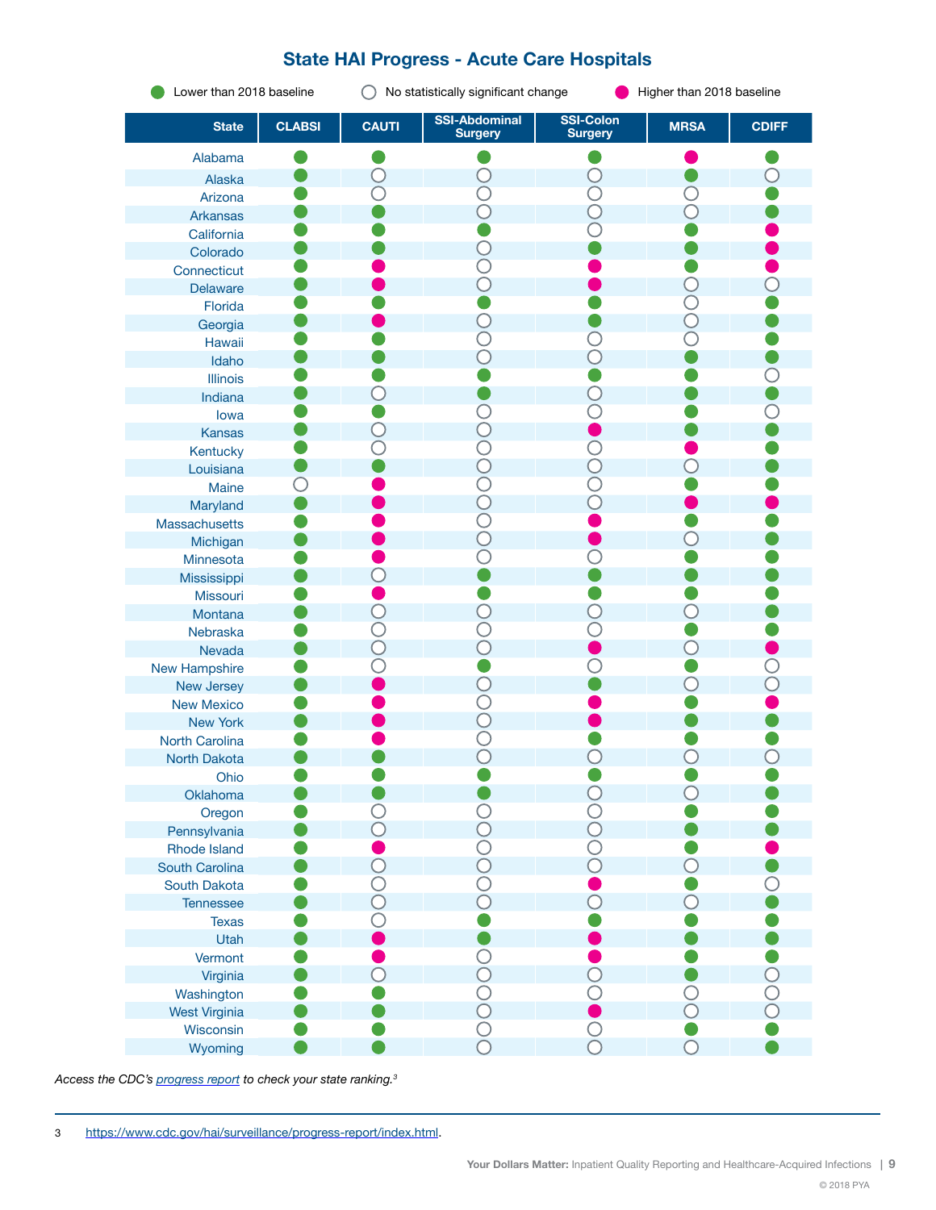## State HAI Progress - Acute Care Hospitals

● Lower than 2018 baseline ○ No statistically significant change ● Higher than 2018 baseline

| State | CLABSI | CAUTI | SSI-Abdominal Surgery | SSI-Colon Surgery | MRSA | CDIFF |
|---|---|---|---|---|---|---|
| Alabama | Lower | Lower | Lower | Lower | Higher | Lower |
| Alaska | Lower | No change | No change | No change | Lower | No change |
| Arizona | Lower | No change | No change | No change | No change | Lower |
| Arkansas | Lower | Lower | No change | No change | No change | Lower |
| California | Lower | Lower | Lower | No change | Lower | Higher |
| Colorado | Lower | Lower | No change | Lower | Lower | Higher |
| Connecticut | Lower | Higher | No change | Higher | Lower | Higher |
| Delaware | Lower | Higher | No change | Higher | No change | No change |
| Florida | Lower | Lower | Lower | Lower | No change | Lower |
| Georgia | Lower | Higher | No change | Lower | No change | Lower |
| Hawaii | Lower | Lower | No change | No change | No change | Lower |
| Idaho | Lower | Lower | No change | No change | Lower | Lower |
| Illinois | Lower | Lower | Lower | Lower | Lower | No change |
| Indiana | Lower | No change | Lower | No change | Lower | Lower |
| Iowa | Lower | Lower | No change | No change | Lower | No change |
| Kansas | Lower | No change | No change | Higher | Lower | Lower |
| Kentucky | Lower | No change | No change | No change | Higher | Lower |
| Louisiana | Lower | Lower | No change | No change | No change | Lower |
| Maine | No change | Higher | No change | No change | Lower | Lower |
| Maryland | Lower | Higher | No change | No change | Higher | Higher |
| Massachusetts | Lower | Higher | No change | Higher | Lower | Lower |
| Michigan | Lower | Higher | No change | Higher | No change | Lower |
| Minnesota | Lower | Higher | No change | No change | Lower | Lower |
| Mississippi | Lower | No change | Lower | Lower | Lower | Lower |
| Missouri | Lower | Higher | Lower | Lower | Lower | Lower |
| Montana | Lower | No change | No change | No change | No change | Lower |
| Nebraska | Lower | No change | No change | No change | Lower | Lower |
| Nevada | Lower | No change | No change | Higher | No change | Higher |
| New Hampshire | Lower | No change | Lower | No change | Lower | No change |
| New Jersey | Lower | Higher | No change | Lower | No change | No change |
| New Mexico | Lower | Higher | No change | Higher | Lower | Higher |
| New York | Lower | Higher | No change | Higher | Lower | Lower |
| North Carolina | Lower | Higher | No change | Lower | Lower | Lower |
| North Dakota | Lower | Lower | No change | No change | No change | No change |
| Ohio | Lower | Lower | Lower | Lower | Lower | Lower |
| Oklahoma | Lower | Lower | Lower | No change | No change | Lower |
| Oregon | Lower | No change | No change | No change | Lower | Lower |
| Pennsylvania | Lower | No change | No change | No change | Lower | Lower |
| Rhode Island | Lower | Higher | No change | No change | Lower | Higher |
| South Carolina | Lower | No change | No change | No change | No change | Lower |
| South Dakota | Lower | No change | No change | Higher | Lower | No change |
| Tennessee | Lower | No change | No change | No change | No change | Lower |
| Texas | Lower | No change | Lower | Lower | Lower | Lower |
| Utah | Lower | Higher | Lower | Higher | Lower | Lower |
| Vermont | Lower | Higher | No change | Higher | Lower | Lower |
| Virginia | Lower | No change | No change | No change | Lower | No change |
| Washington | Lower | Lower | No change | No change | No change | No change |
| West Virginia | Lower | Lower | No change | Higher | No change | No change |
| Wisconsin | Lower | Lower | No change | No change | Lower | Lower |
| Wyoming | Lower | Lower | No change | No change | No change | Lower |

*Access the CDC's progress report to check your state ranking.*[3]

3 https://www.cdc.gov/hai/surveillance/progress-report/index.html.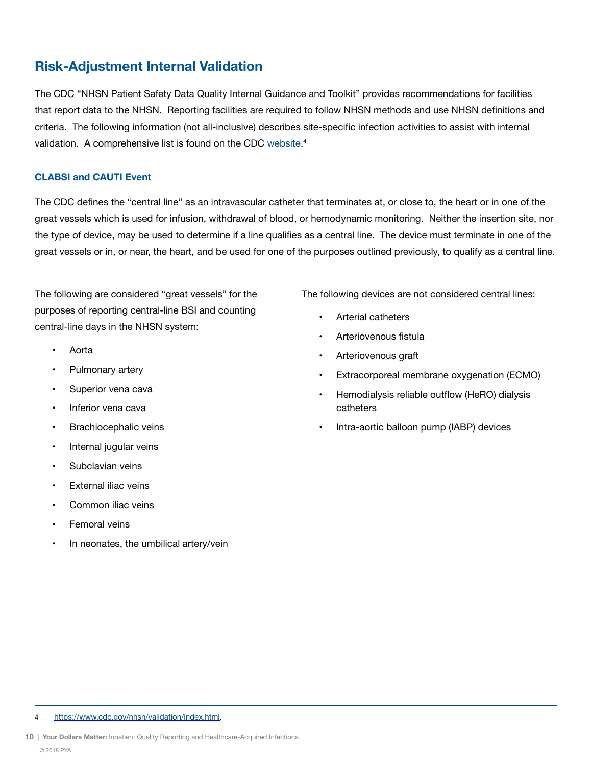## Risk-Adjustment Internal Validation

The CDC "NHSN Patient Safety Data Quality Internal Guidance and Toolkit" provides recommendations for facilities that report data to the NHSN. Reporting facilities are required to follow NHSN methods and use NHSN definitions and criteria. The following information (not all-inclusive) describes site-specific infection activities to assist with internal validation. A comprehensive list is found on the CDC website.[4]

### CLABSI and CAUTI Event

The CDC defines the "central line" as an intravascular catheter that terminates at, or close to, the heart or in one of the great vessels which is used for infusion, withdrawal of blood, or hemodynamic monitoring. Neither the insertion site, nor the type of device, may be used to determine if a line qualifies as a central line. The device must terminate in one of the great vessels or in, or near, the heart, and be used for one of the purposes outlined previously, to qualify as a central line.

The following are considered "great vessels" for the purposes of reporting central-line BSI and counting central-line days in the NHSN system:

- Aorta
- Pulmonary artery
- Superior vena cava
- Inferior vena cava
- Brachiocephalic veins
- Internal jugular veins
- Subclavian veins
- External iliac veins
- Common iliac veins
- Femoral veins
- In neonates, the umbilical artery/vein

The following devices are not considered central lines:

- Arterial catheters
- Arteriovenous fistula
- Arteriovenous graft
- Extracorporeal membrane oxygenation (ECMO)
- Hemodialysis reliable outflow (HeRO) dialysis catheters
- Intra-aortic balloon pump (IABP) devices

4 https://www.cdc.gov/nhsn/validation/index.html.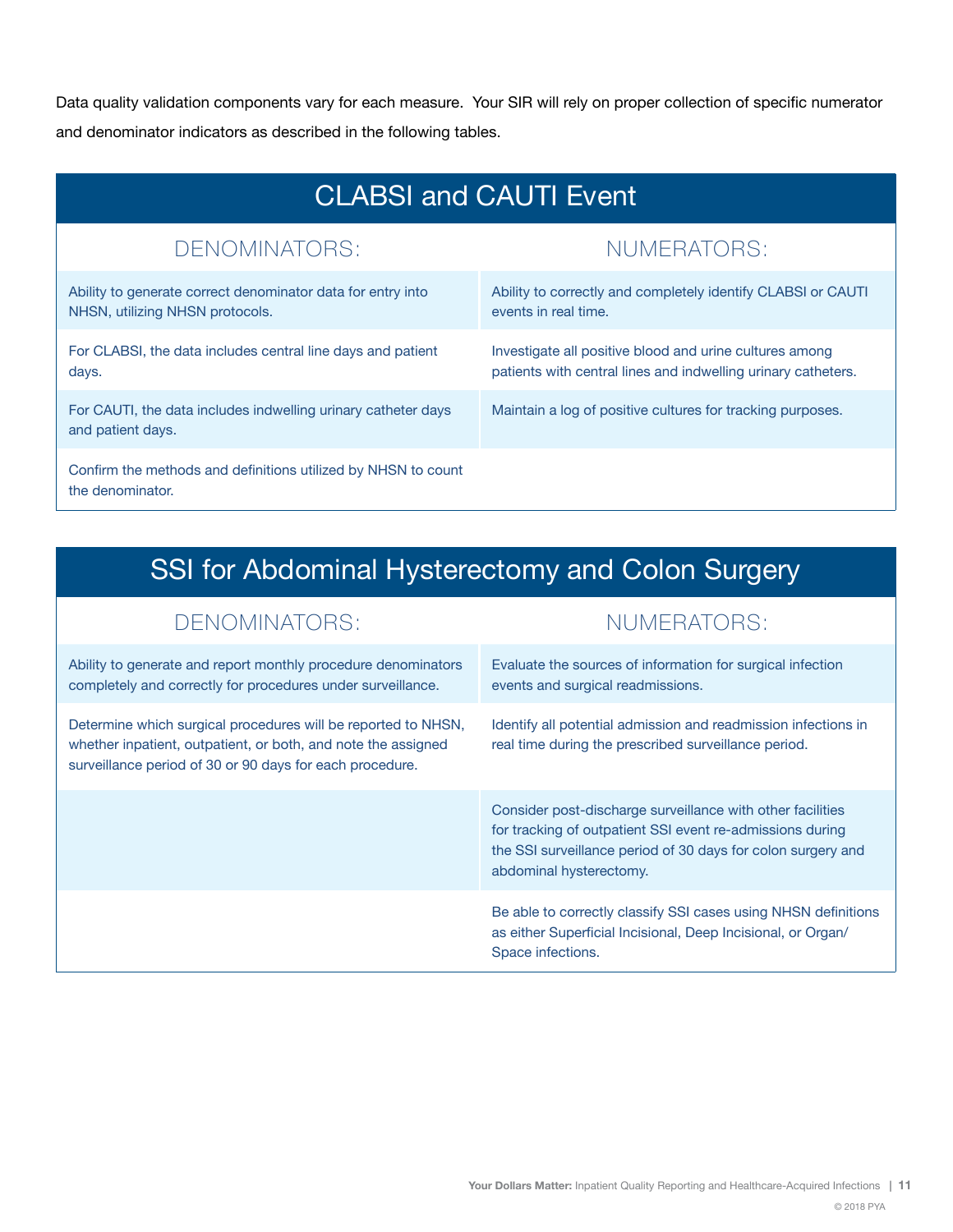Data quality validation components vary for each measure. Your SIR will rely on proper collection of specific numerator and denominator indicators as described in the following tables.

## CLABSI and CAUTI Event

| DENOMINATORS: | NUMERATORS: |
| --- | --- |
| Ability to generate correct denominator data for entry into NHSN, utilizing NHSN protocols. | Ability to correctly and completely identify CLABSI or CAUTI events in real time. |
| For CLABSI, the data includes central line days and patient days. | Investigate all positive blood and urine cultures among patients with central lines and indwelling urinary catheters. |
| For CAUTI, the data includes indwelling urinary catheter days and patient days. | Maintain a log of positive cultures for tracking purposes. |
| Confirm the methods and definitions utilized by NHSN to count the denominator. | |

## SSI for Abdominal Hysterectomy and Colon Surgery

| DENOMINATORS: | NUMERATORS: |
| --- | --- |
| Ability to generate and report monthly procedure denominators completely and correctly for procedures under surveillance. | Evaluate the sources of information for surgical infection events and surgical readmissions. |
| Determine which surgical procedures will be reported to NHSN, whether inpatient, outpatient, or both, and note the assigned surveillance period of 30 or 90 days for each procedure. | Identify all potential admission and readmission infections in real time during the prescribed surveillance period. |
| | Consider post-discharge surveillance with other facilities for tracking of outpatient SSI event re-admissions during the SSI surveillance period of 30 days for colon surgery and abdominal hysterectomy. |
| | Be able to correctly classify SSI cases using NHSN definitions as either Superficial Incisional, Deep Incisional, or Organ/Space infections. |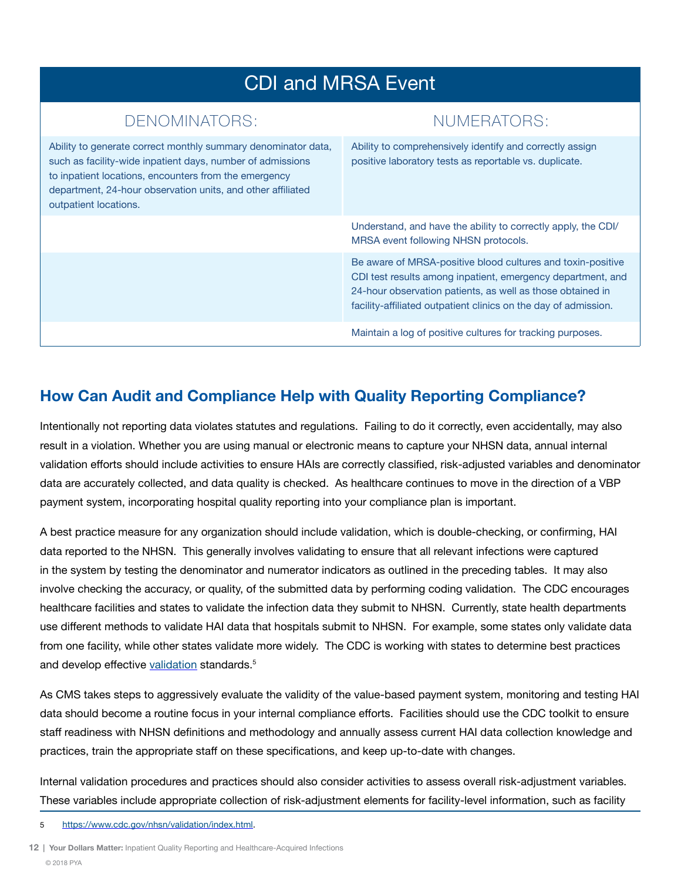| CDI and MRSA Event | |
|---|---|
| DENOMINATORS: | NUMERATORS: |
| Ability to generate correct monthly summary denominator data, such as facility-wide inpatient days, number of admissions to inpatient locations, encounters from the emergency department, 24-hour observation units, and other affiliated outpatient locations. | Ability to comprehensively identify and correctly assign positive laboratory tests as reportable vs. duplicate. |
| | Understand, and have the ability to correctly apply, the CDI/MRSA event following NHSN protocols. |
| | Be aware of MRSA-positive blood cultures and toxin-positive CDI test results among inpatient, emergency department, and 24-hour observation patients, as well as those obtained in facility-affiliated outpatient clinics on the day of admission. |
| | Maintain a log of positive cultures for tracking purposes. |

## How Can Audit and Compliance Help with Quality Reporting Compliance?

Intentionally not reporting data violates statutes and regulations. Failing to do it correctly, even accidentally, may also result in a violation. Whether you are using manual or electronic means to capture your NHSN data, annual internal validation efforts should include activities to ensure HAIs are correctly classified, risk-adjusted variables and denominator data are accurately collected, and data quality is checked. As healthcare continues to move in the direction of a VBP payment system, incorporating hospital quality reporting into your compliance plan is important.

A best practice measure for any organization should include validation, which is double-checking, or confirming, HAI data reported to the NHSN. This generally involves validating to ensure that all relevant infections were captured in the system by testing the denominator and numerator indicators as outlined in the preceding tables. It may also involve checking the accuracy, or quality, of the submitted data by performing coding validation. The CDC encourages healthcare facilities and states to validate the infection data they submit to NHSN. Currently, state health departments use different methods to validate HAI data that hospitals submit to NHSN. For example, some states only validate data from one facility, while other states validate more widely. The CDC is working with states to determine best practices and develop effective validation standards.[5]

As CMS takes steps to aggressively evaluate the validity of the value-based payment system, monitoring and testing HAI data should become a routine focus in your internal compliance efforts. Facilities should use the CDC toolkit to ensure staff readiness with NHSN definitions and methodology and annually assess current HAI data collection knowledge and practices, train the appropriate staff on these specifications, and keep up-to-date with changes.

Internal validation procedures and practices should also consider activities to assess overall risk-adjustment variables. These variables include appropriate collection of risk-adjustment elements for facility-level information, such as facility

5 https://www.cdc.gov/nhsn/validation/index.html.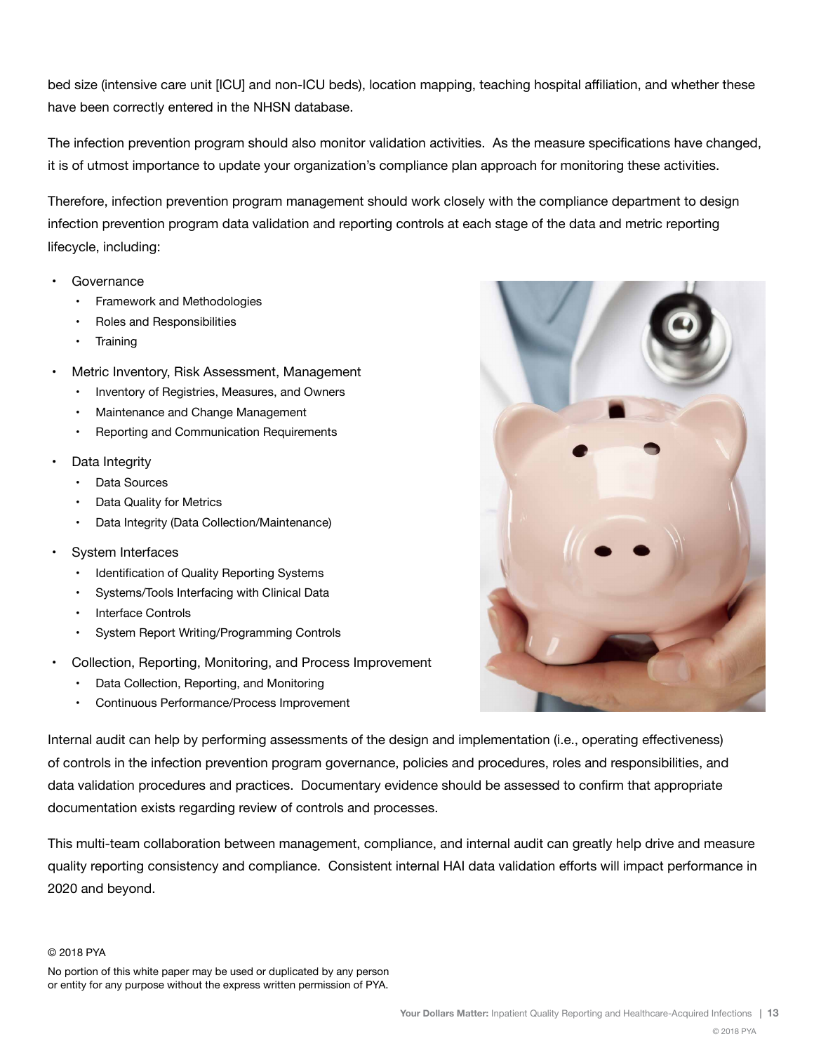bed size (intensive care unit [ICU] and non-ICU beds), location mapping, teaching hospital affiliation, and whether these have been correctly entered in the NHSN database.

The infection prevention program should also monitor validation activities. As the measure specifications have changed, it is of utmost importance to update your organization's compliance plan approach for monitoring these activities.

Therefore, infection prevention program management should work closely with the compliance department to design infection prevention program data validation and reporting controls at each stage of the data and metric reporting lifecycle, including:

- Governance
  - Framework and Methodologies
  - Roles and Responsibilities
  - Training
- Metric Inventory, Risk Assessment, Management
  - Inventory of Registries, Measures, and Owners
  - Maintenance and Change Management
  - Reporting and Communication Requirements
- Data Integrity
  - Data Sources
  - Data Quality for Metrics
  - Data Integrity (Data Collection/Maintenance)
- System Interfaces
  - Identification of Quality Reporting Systems
  - Systems/Tools Interfacing with Clinical Data
  - Interface Controls
  - System Report Writing/Programming Controls
- Collection, Reporting, Monitoring, and Process Improvement
  - Data Collection, Reporting, and Monitoring
  - Continuous Performance/Process Improvement

Internal audit can help by performing assessments of the design and implementation (i.e., operating effectiveness) of controls in the infection prevention program governance, policies and procedures, roles and responsibilities, and data validation procedures and practices. Documentary evidence should be assessed to confirm that appropriate documentation exists regarding review of controls and processes.

This multi-team collaboration between management, compliance, and internal audit can greatly help drive and measure quality reporting consistency and compliance. Consistent internal HAI data validation efforts will impact performance in 2020 and beyond.

© 2018 PYA

No portion of this white paper may be used or duplicated by any person or entity for any purpose without the express written permission of PYA.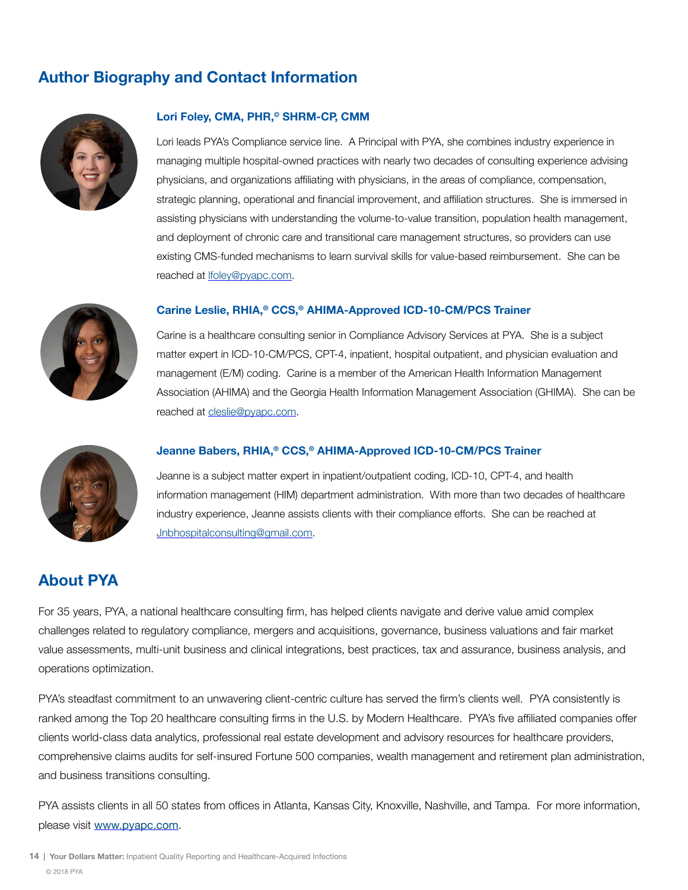## Author Biography and Contact Information

### Lori Foley, CMA, PHR,© SHRM-CP, CMM

Lori leads PYA's Compliance service line. A Principal with PYA, she combines industry experience in managing multiple hospital-owned practices with nearly two decades of consulting experience advising physicians, and organizations affiliating with physicians, in the areas of compliance, compensation, strategic planning, operational and financial improvement, and affiliation structures. She is immersed in assisting physicians with understanding the volume-to-value transition, population health management, and deployment of chronic care and transitional care management structures, so providers can use existing CMS-funded mechanisms to learn survival skills for value-based reimbursement. She can be reached at lfoley@pyapc.com.

### Carine Leslie, RHIA,® CCS,® AHIMA-Approved ICD-10-CM/PCS Trainer

Carine is a healthcare consulting senior in Compliance Advisory Services at PYA. She is a subject matter expert in ICD-10-CM/PCS, CPT-4, inpatient, hospital outpatient, and physician evaluation and management (E/M) coding. Carine is a member of the American Health Information Management Association (AHIMA) and the Georgia Health Information Management Association (GHIMA). She can be reached at cleslie@pyapc.com.

### Jeanne Babers, RHIA,® CCS,® AHIMA-Approved ICD-10-CM/PCS Trainer

Jeanne is a subject matter expert in inpatient/outpatient coding, ICD-10, CPT-4, and health information management (HIM) department administration. With more than two decades of healthcare industry experience, Jeanne assists clients with their compliance efforts. She can be reached at Jnbhospitalconsulting@gmail.com.

## About PYA

For 35 years, PYA, a national healthcare consulting firm, has helped clients navigate and derive value amid complex challenges related to regulatory compliance, mergers and acquisitions, governance, business valuations and fair market value assessments, multi-unit business and clinical integrations, best practices, tax and assurance, business analysis, and operations optimization.

PYA's steadfast commitment to an unwavering client-centric culture has served the firm's clients well. PYA consistently is ranked among the Top 20 healthcare consulting firms in the U.S. by Modern Healthcare. PYA's five affiliated companies offer clients world-class data analytics, professional real estate development and advisory resources for healthcare providers, comprehensive claims audits for self-insured Fortune 500 companies, wealth management and retirement plan administration, and business transitions consulting.

PYA assists clients in all 50 states from offices in Atlanta, Kansas City, Knoxville, Nashville, and Tampa. For more information, please visit www.pyapc.com.

© 2018 PYA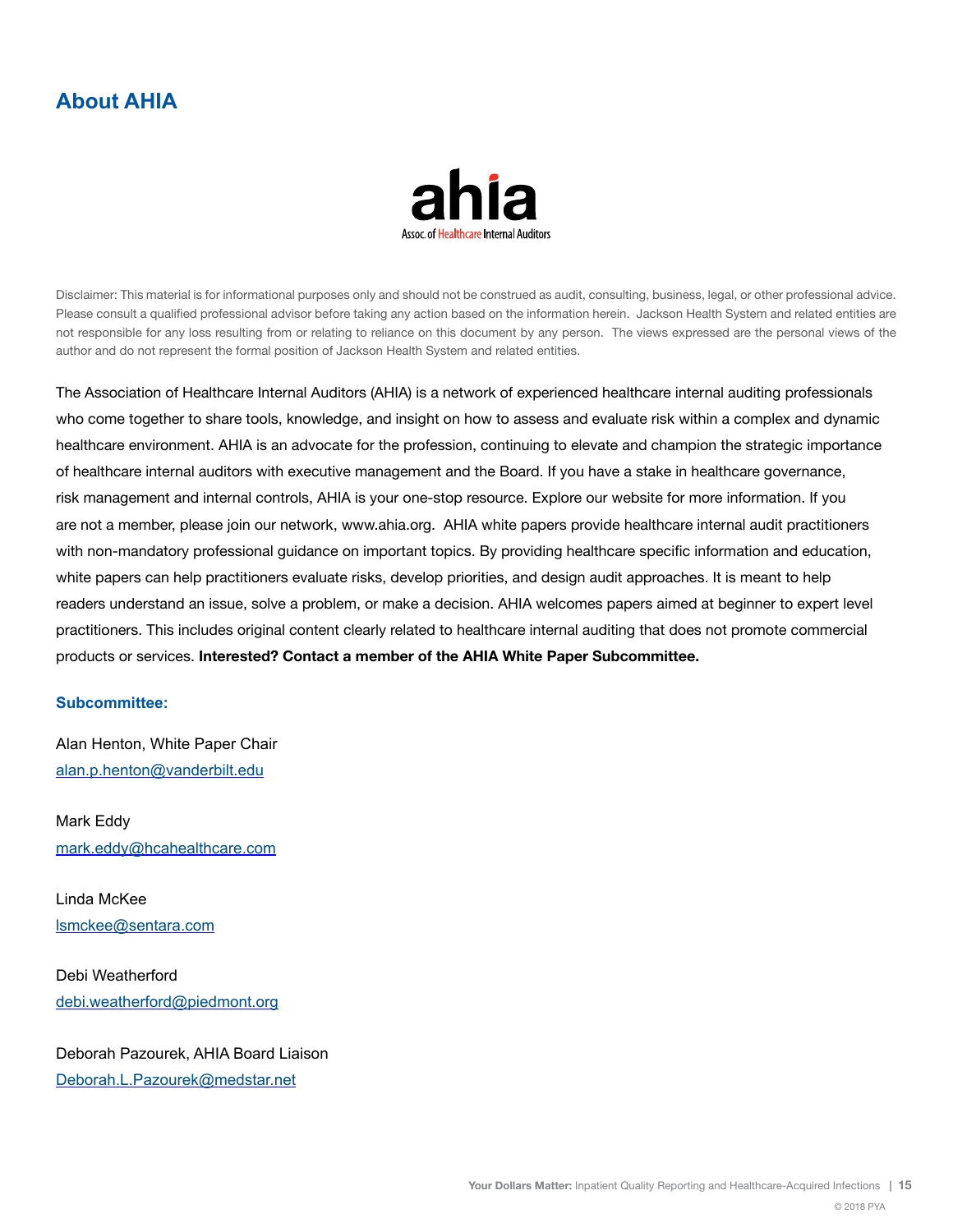## About AHIA

ahia

Assoc. of Healthcare Internal Auditors

Disclaimer: This material is for informational purposes only and should not be construed as audit, consulting, business, legal, or other professional advice. Please consult a qualified professional advisor before taking any action based on the information herein. Jackson Health System and related entities are not responsible for any loss resulting from or relating to reliance on this document by any person. The views expressed are the personal views of the author and do not represent the formal position of Jackson Health System and related entities.

The Association of Healthcare Internal Auditors (AHIA) is a network of experienced healthcare internal auditing professionals who come together to share tools, knowledge, and insight on how to assess and evaluate risk within a complex and dynamic healthcare environment. AHIA is an advocate for the profession, continuing to elevate and champion the strategic importance of healthcare internal auditors with executive management and the Board. If you have a stake in healthcare governance, risk management and internal controls, AHIA is your one-stop resource. Explore our website for more information. If you are not a member, please join our network, www.ahia.org. AHIA white papers provide healthcare internal audit practitioners with non-mandatory professional guidance on important topics. By providing healthcare specific information and education, white papers can help practitioners evaluate risks, develop priorities, and design audit approaches. It is meant to help readers understand an issue, solve a problem, or make a decision. AHIA welcomes papers aimed at beginner to expert level practitioners. This includes original content clearly related to healthcare internal auditing that does not promote commercial products or services. **Interested? Contact a member of the AHIA White Paper Subcommittee.**

### Subcommittee:

Alan Henton, White Paper Chair
alan.p.henton@vanderbilt.edu

Mark Eddy
mark.eddy@hcahealthcare.com

Linda McKee
lsmckee@sentara.com

Debi Weatherford
debi.weatherford@piedmont.org

Deborah Pazourek, AHIA Board Liaison
Deborah.L.Pazourek@medstar.net

© 2018 PYA